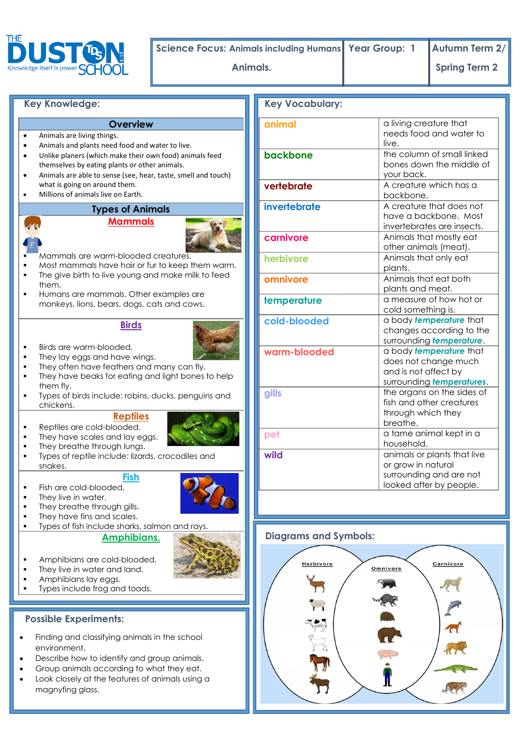# THE DUSTON SCHOOL

| Science Focus: Animals including Humans | Year Group: 1 | Autumn Term 2/ |
|---|---|---|
| Animals. | | Spring Term 2 |

## Key Knowledge:

### Overview

- Animals are living things.
- Animals and plants need food and water to live.
- Unlike planers (which make their own food) animals feed themselves by eating plants or other animals.
- Animals are able to sense (see, hear, taste, smell and touch) what is going on around them.
- Millions of animals live on Earth.

### Types of Animals

#### Mammals

- Mammals are warm-blooded creatures.
- Most mammals have hair or fur to keep them warm.
- The give birth to live young and make milk to feed them.
- Humans are mammals. Other examples are monkeys, lions, bears, dogs, cats and cows.

#### Birds

- Birds are warm-blooded.
- They lay eggs and have wings.
- They often have feathers and many can fly.
- They have beaks for eating and light bones to help them fly.
- Types of birds include: robins, ducks, penguins and chickens.

#### Reptiles

- Reptiles are cold-blooded.
- They have scales and lay eggs.
- They breathe through lungs.
- Types of reptile include: lizards, crocodiles and snakes.

#### Fish

- Fish are cold-blooded.
- They live in water.
- They breathe through gills.
- They have fins and scales.
- Types of fish include sharks, salmon and rays.

#### Amphibians.

- Amphibians are cold-blooded.
- They live in water and land.
- Amphibians lay eggs.
- Types include frog and toads.

## Possible Experiments:

- Finding and classifying animals in the school environment.
- Describe how to identify and group animals.
- Group animals according to what they eat.
- Look closely at the features of animals using a magnyfing glass.

## Key Vocabulary:

| | |
|---|---|
| animal | a living creature that needs food and water to live. |
| backbone | the column of small linked bones down the middle of your back. |
| vertebrate | A creature which has a backbone. |
| invertebrate | A creature that does not have a backbone. Most invertebrates are insects. |
| carnivore | Animals that mostly eat other animals (meat). |
| herbivore | Animals that only eat plants. |
| omnivore | Animals that eat both plants and meat. |
| temperature | a measure of how hot or cold something is. |
| cold-blooded | a body ***temperature*** that changes according to the surrounding ***temperature***. |
| warm-blooded | a body ***temperature*** that does not change much and is not affect by surrounding ***temperatures***. |
| gills | the organs on the sides of fish and other creatures through which they breathe. |
| pet | a tame animal kept in a household. |
| wild | animals or plants that live or grow in natural surrounding and are not looked after by people. |

## Diagrams and Symbols:

Herbivore — Omnivore — Carnivore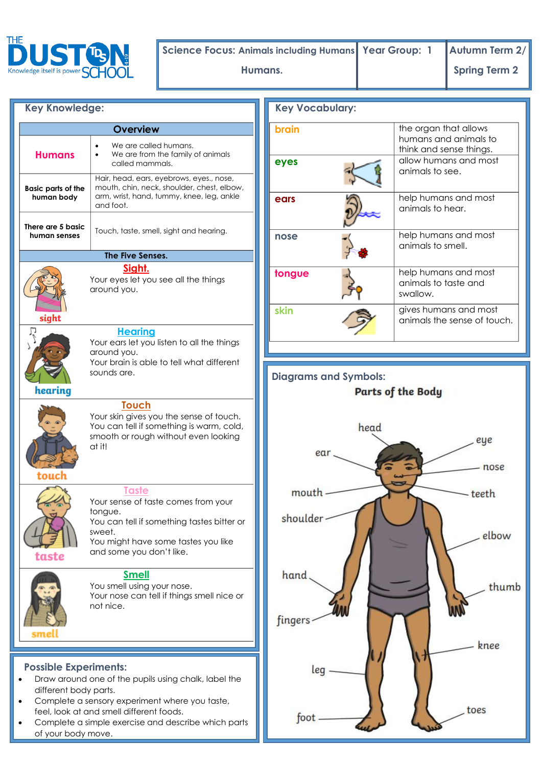THE DUSTON SCHOOL
Knowledge itself is power

| Science Focus: Animals including Humans<br>Humans. | Year Group: 1 | Autumn Term 2/<br>Spring Term 2 |
|---|---|---|

## Key Knowledge:

| Overview | |
|---|---|
| **Humans** | • We are called humans.<br>• We are from the family of animals called mammals. |
| **Basic parts of the human body** | Hair, head, ears, eyebrows, eyes., nose, mouth, chin, neck, shoulder, chest, elbow, arm, wrist, hand, tummy, knee, leg, ankle and foot. |
| **There are 5 basic human senses** | Touch, taste, smell, sight and hearing. |
| **The Five Senses.** | |
| sight | **Sight.**<br>Your eyes let you see all the things around you. |
| hearing | **Hearing**<br>Your ears let you listen to all the things around you.<br>Your brain is able to tell what different sounds are. |
| touch | **Touch**<br>Your skin gives you the sense of touch. You can tell if something is warm, cold, smooth or rough without even looking at it! |
| taste | **Taste**<br>Your sense of taste comes from your tongue.<br>You can tell if something tastes bitter or sweet.<br>You might have some tastes you like and some you don't like. |
| smell | **Smell**<br>You smell using your nose.<br>Your nose can tell if things smell nice or not nice. |

## Possible Experiments:

- Draw around one of the pupils using chalk, label the different body parts.
- Complete a sensory experiment where you taste, feel, look at and smell different foods.
- Complete a simple exercise and describe which parts of your body move.

## Key Vocabulary:

| | |
|---|---|
| **brain** | the organ that allows humans and animals to think and sense things. |
| **eyes** | allow humans and most animals to see. |
| **ears** | help humans and most animals to hear. |
| **nose** | help humans and most animals to smell. |
| **tongue** | help humans and most animals to taste and swallow. |
| **skin** | gives humans and most animals the sense of touch. |

## Diagrams and Symbols:

**Parts of the Body**

head, eye, ear, nose, mouth, teeth, shoulder, elbow, hand, thumb, fingers, knee, leg, toes, foot